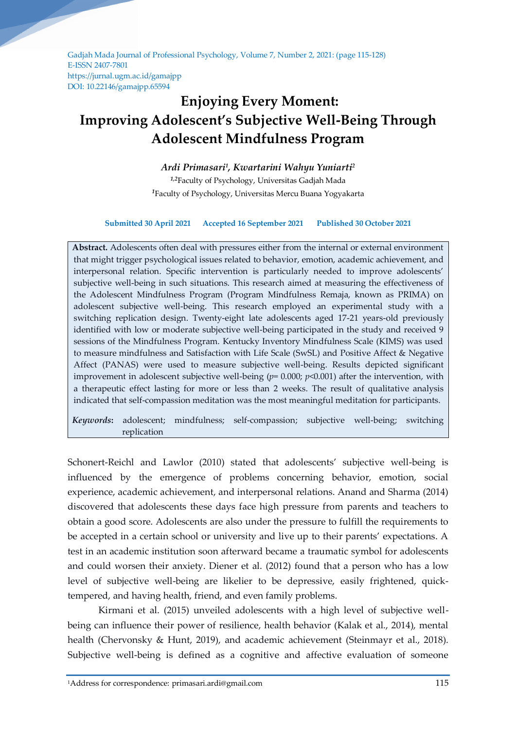Gadjah Mada Journal of Professional Psychology, Volume 7, Number 2, 2021: (page 115-128)
E-ISSN 2407-7801
https://jurnal.ugm.ac.id/gamajpp
DOI: 10.22146/gamajpp.65594

# Enjoying Every Moment: Improving Adolescent's Subjective Well-Being Through Adolescent Mindfulness Program

***Ardi Primasari[1], Kwartarini Wahyu Yuniarti[2]***

[1,2]Faculty of Psychology, Universitas Gadjah Mada
[1]Faculty of Psychology, Universitas Mercu Buana Yogyakarta

**Submitted 30 April 2021 Accepted 16 September 2021 Published 30 October 2021**

**Abstract.** Adolescents often deal with pressures either from the internal or external environment that might trigger psychological issues related to behavior, emotion, academic achievement, and interpersonal relation. Specific intervention is particularly needed to improve adolescents' subjective well-being in such situations. This research aimed at measuring the effectiveness of the Adolescent Mindfulness Program (Program Mindfulness Remaja, known as PRIMA) on adolescent subjective well-being. This research employed an experimental study with a switching replication design. Twenty-eight late adolescents aged 17-21 years-old previously identified with low or moderate subjective well-being participated in the study and received 9 sessions of the Mindfulness Program. Kentucky Inventory Mindfulness Scale (KIMS) was used to measure mindfulness and Satisfaction with Life Scale (SwSL) and Positive Affect & Negative Affect (PANAS) were used to measure subjective well-being. Results depicted significant improvement in adolescent subjective well-being ($p$= 0.000; $p$<0.001) after the intervention, with a therapeutic effect lasting for more or less than 2 weeks. The result of qualitative analysis indicated that self-compassion meditation was the most meaningful meditation for participants.

***Keywords*:** adolescent; mindfulness; self-compassion; subjective well-being; switching replication

Schonert-Reichl and Lawlor (2010) stated that adolescents' subjective well-being is influenced by the emergence of problems concerning behavior, emotion, social experience, academic achievement, and interpersonal relations. Anand and Sharma (2014) discovered that adolescents these days face high pressure from parents and teachers to obtain a good score. Adolescents are also under the pressure to fulfill the requirements to be accepted in a certain school or university and live up to their parents' expectations. A test in an academic institution soon afterward became a traumatic symbol for adolescents and could worsen their anxiety. Diener et al. (2012) found that a person who has a low level of subjective well-being are likelier to be depressive, easily frightened, quick-tempered, and having health, friend, and even family problems.

Kirmani et al. (2015) unveiled adolescents with a high level of subjective well-being can influence their power of resilience, health behavior (Kalak et al., 2014), mental health (Chervonsky & Hunt, 2019), and academic achievement (Steinmayr et al., 2018). Subjective well-being is defined as a cognitive and affective evaluation of someone

[1]Address for correspondence: primasari.ardi@gmail.com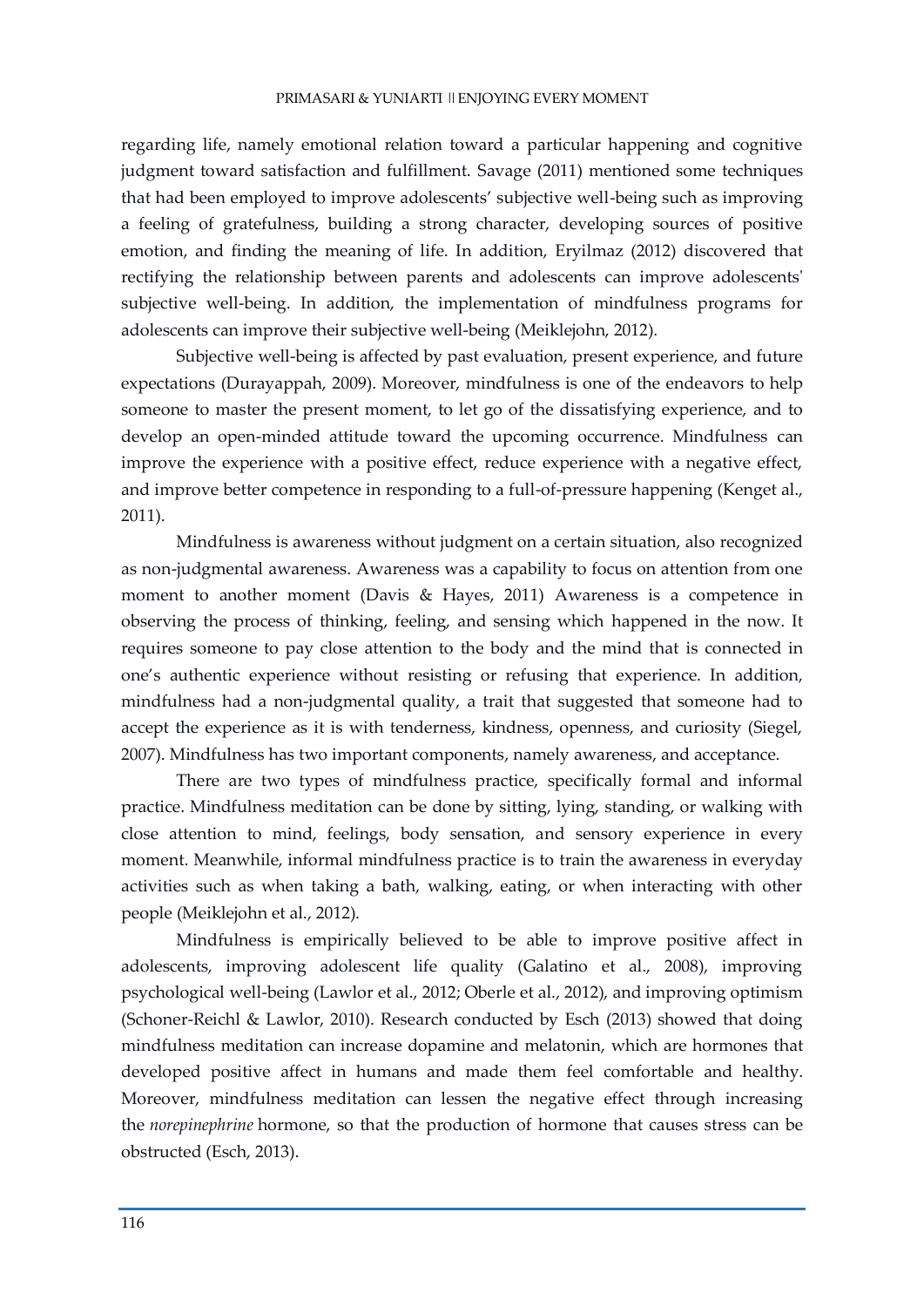regarding life, namely emotional relation toward a particular happening and cognitive judgment toward satisfaction and fulfillment. Savage (2011) mentioned some techniques that had been employed to improve adolescents' subjective well-being such as improving a feeling of gratefulness, building a strong character, developing sources of positive emotion, and finding the meaning of life. In addition, Eryilmaz (2012) discovered that rectifying the relationship between parents and adolescents can improve adolescents' subjective well-being. In addition, the implementation of mindfulness programs for adolescents can improve their subjective well-being (Meiklejohn, 2012).

Subjective well-being is affected by past evaluation, present experience, and future expectations (Durayappah, 2009). Moreover, mindfulness is one of the endeavors to help someone to master the present moment, to let go of the dissatisfying experience, and to develop an open-minded attitude toward the upcoming occurrence. Mindfulness can improve the experience with a positive effect, reduce experience with a negative effect, and improve better competence in responding to a full-of-pressure happening (Kenget al., 2011).

Mindfulness is awareness without judgment on a certain situation, also recognized as non-judgmental awareness. Awareness was a capability to focus on attention from one moment to another moment (Davis & Hayes, 2011) Awareness is a competence in observing the process of thinking, feeling, and sensing which happened in the now. It requires someone to pay close attention to the body and the mind that is connected in one's authentic experience without resisting or refusing that experience. In addition, mindfulness had a non-judgmental quality, a trait that suggested that someone had to accept the experience as it is with tenderness, kindness, openness, and curiosity (Siegel, 2007). Mindfulness has two important components, namely awareness, and acceptance.

There are two types of mindfulness practice, specifically formal and informal practice. Mindfulness meditation can be done by sitting, lying, standing, or walking with close attention to mind, feelings, body sensation, and sensory experience in every moment. Meanwhile, informal mindfulness practice is to train the awareness in everyday activities such as when taking a bath, walking, eating, or when interacting with other people (Meiklejohn et al., 2012).

Mindfulness is empirically believed to be able to improve positive affect in adolescents, improving adolescent life quality (Galatino et al., 2008), improving psychological well-being (Lawlor et al., 2012; Oberle et al., 2012), and improving optimism (Schoner-Reichl & Lawlor, 2010). Research conducted by Esch (2013) showed that doing mindfulness meditation can increase dopamine and melatonin, which are hormones that developed positive affect in humans and made them feel comfortable and healthy. Moreover, mindfulness meditation can lessen the negative effect through increasing the *norepinephrine* hormone, so that the production of hormone that causes stress can be obstructed (Esch, 2013).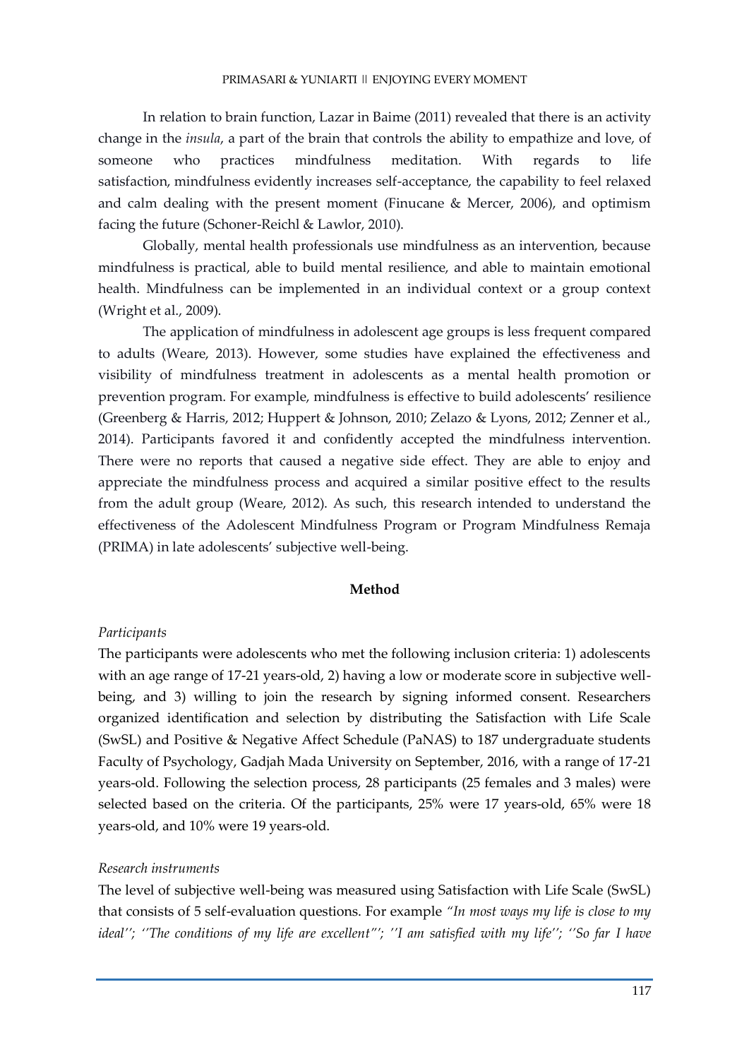In relation to brain function, Lazar in Baime (2011) revealed that there is an activity change in the *insula*, a part of the brain that controls the ability to empathize and love, of someone who practices mindfulness meditation. With regards to life satisfaction, mindfulness evidently increases self-acceptance, the capability to feel relaxed and calm dealing with the present moment (Finucane & Mercer, 2006), and optimism facing the future (Schoner-Reichl & Lawlor, 2010).

Globally, mental health professionals use mindfulness as an intervention, because mindfulness is practical, able to build mental resilience, and able to maintain emotional health. Mindfulness can be implemented in an individual context or a group context (Wright et al., 2009).

The application of mindfulness in adolescent age groups is less frequent compared to adults (Weare, 2013). However, some studies have explained the effectiveness and visibility of mindfulness treatment in adolescents as a mental health promotion or prevention program. For example, mindfulness is effective to build adolescents' resilience (Greenberg & Harris, 2012; Huppert & Johnson, 2010; Zelazo & Lyons, 2012; Zenner et al., 2014). Participants favored it and confidently accepted the mindfulness intervention. There were no reports that caused a negative side effect. They are able to enjoy and appreciate the mindfulness process and acquired a similar positive effect to the results from the adult group (Weare, 2012). As such, this research intended to understand the effectiveness of the Adolescent Mindfulness Program or Program Mindfulness Remaja (PRIMA) in late adolescents' subjective well-being.

## Method

### *Participants*

The participants were adolescents who met the following inclusion criteria: 1) adolescents with an age range of 17-21 years-old, 2) having a low or moderate score in subjective well-being, and 3) willing to join the research by signing informed consent. Researchers organized identification and selection by distributing the Satisfaction with Life Scale (SwSL) and Positive & Negative Affect Schedule (PaNAS) to 187 undergraduate students Faculty of Psychology, Gadjah Mada University on September, 2016, with a range of 17-21 years-old. Following the selection process, 28 participants (25 females and 3 males) were selected based on the criteria. Of the participants, 25% were 17 years-old, 65% were 18 years-old, and 10% were 19 years-old.

### *Research instruments*

The level of subjective well-being was measured using Satisfaction with Life Scale (SwSL) that consists of 5 self-evaluation questions. For example *"In most ways my life is close to my ideal''; ''The conditions of my life are excellent"'; ''I am satisfied with my life''; ''So far I have*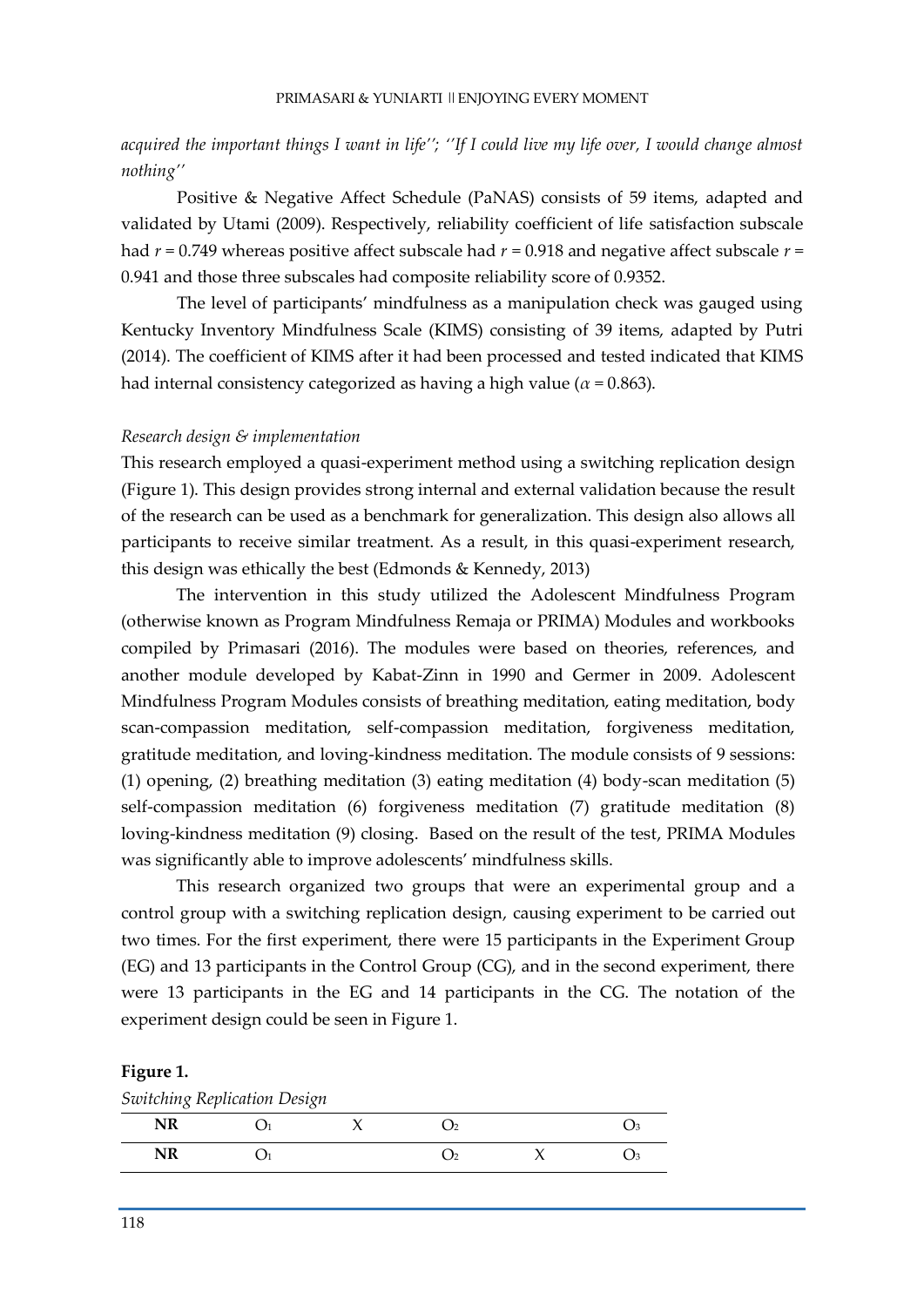*acquired the important things I want in life''; ''If I could live my life over, I would change almost nothing''*

Positive & Negative Affect Schedule (PaNAS) consists of 59 items, adapted and validated by Utami (2009). Respectively, reliability coefficient of life satisfaction subscale had $r = 0.749$ whereas positive affect subscale had $r = 0.918$ and negative affect subscale $r = 0.941$ and those three subscales had composite reliability score of 0.9352.

The level of participants' mindfulness as a manipulation check was gauged using Kentucky Inventory Mindfulness Scale (KIMS) consisting of 39 items, adapted by Putri (2014). The coefficient of KIMS after it had been processed and tested indicated that KIMS had internal consistency categorized as having a high value ($\alpha = 0.863$).

*Research design & implementation*

This research employed a quasi-experiment method using a switching replication design (Figure 1). This design provides strong internal and external validation because the result of the research can be used as a benchmark for generalization. This design also allows all participants to receive similar treatment. As a result, in this quasi-experiment research, this design was ethically the best (Edmonds & Kennedy, 2013)

The intervention in this study utilized the Adolescent Mindfulness Program (otherwise known as Program Mindfulness Remaja or PRIMA) Modules and workbooks compiled by Primasari (2016). The modules were based on theories, references, and another module developed by Kabat-Zinn in 1990 and Germer in 2009. Adolescent Mindfulness Program Modules consists of breathing meditation, eating meditation, body scan-compassion meditation, self-compassion meditation, forgiveness meditation, gratitude meditation, and loving-kindness meditation. The module consists of 9 sessions: (1) opening, (2) breathing meditation (3) eating meditation (4) body-scan meditation (5) self-compassion meditation (6) forgiveness meditation (7) gratitude meditation (8) loving-kindness meditation (9) closing. Based on the result of the test, PRIMA Modules was significantly able to improve adolescents' mindfulness skills.

This research organized two groups that were an experimental group and a control group with a switching replication design, causing experiment to be carried out two times. For the first experiment, there were 15 participants in the Experiment Group (EG) and 13 participants in the Control Group (CG), and in the second experiment, there were 13 participants in the EG and 14 participants in the CG. The notation of the experiment design could be seen in Figure 1.

**Figure 1.**

*Switching Replication Design*

| | | | | | |
|---|---|---|---|---|---|
| **NR** | $O_1$ | X | $O_2$ | | $O_3$ |
| **NR** | $O_1$ | | $O_2$ | X | $O_3$ |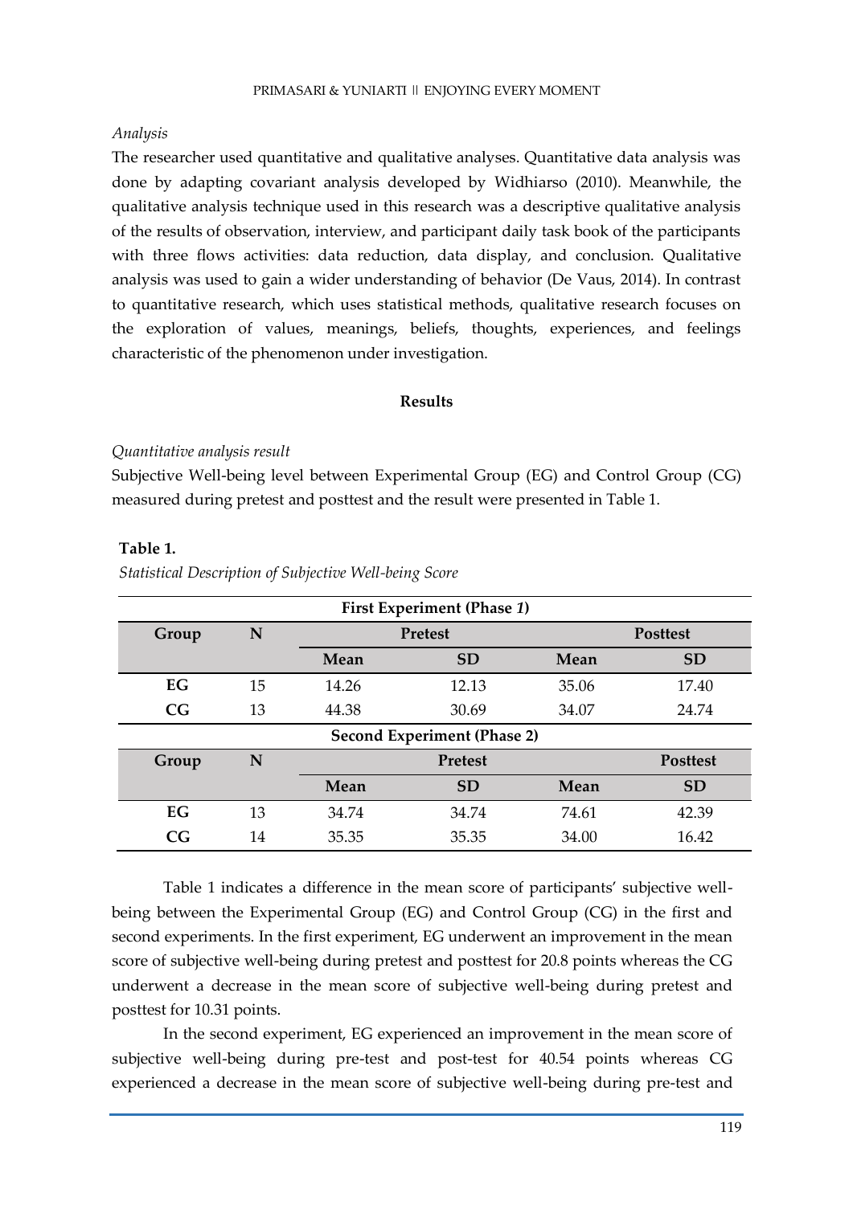*Analysis*

The researcher used quantitative and qualitative analyses. Quantitative data analysis was done by adapting covariant analysis developed by Widhiarso (2010). Meanwhile, the qualitative analysis technique used in this research was a descriptive qualitative analysis of the results of observation, interview, and participant daily task book of the participants with three flows activities: data reduction, data display, and conclusion. Qualitative analysis was used to gain a wider understanding of behavior (De Vaus, 2014). In contrast to quantitative research, which uses statistical methods, qualitative research focuses on the exploration of values, meanings, beliefs, thoughts, experiences, and feelings characteristic of the phenomenon under investigation.

## Results

*Quantitative analysis result*

Subjective Well-being level between Experimental Group (EG) and Control Group (CG) measured during pretest and posttest and the result were presented in Table 1.

**Table 1.**

*Statistical Description of Subjective Well-being Score*

| First Experiment (Phase *1*) | | | | | |
|---|---|---|---|---|---|
| **Group** | **N** | **Pretest** | | **Posttest** | |
| | | **Mean** | **SD** | **Mean** | **SD** |
| **EG** | 15 | 14.26 | 12.13 | 35.06 | 17.40 |
| **CG** | 13 | 44.38 | 30.69 | 34.07 | 24.74 |
| **Second Experiment (Phase 2)** | | | | | |
| **Group** | **N** | **Pretest** | | **Posttest** | |
| | | **Mean** | **SD** | **Mean** | **SD** |
| **EG** | 13 | 34.74 | 34.74 | 74.61 | 42.39 |
| **CG** | 14 | 35.35 | 35.35 | 34.00 | 16.42 |

Table 1 indicates a difference in the mean score of participants' subjective well-being between the Experimental Group (EG) and Control Group (CG) in the first and second experiments. In the first experiment, EG underwent an improvement in the mean score of subjective well-being during pretest and posttest for 20.8 points whereas the CG underwent a decrease in the mean score of subjective well-being during pretest and posttest for 10.31 points.

In the second experiment, EG experienced an improvement in the mean score of subjective well-being during pre-test and post-test for 40.54 points whereas CG experienced a decrease in the mean score of subjective well-being during pre-test and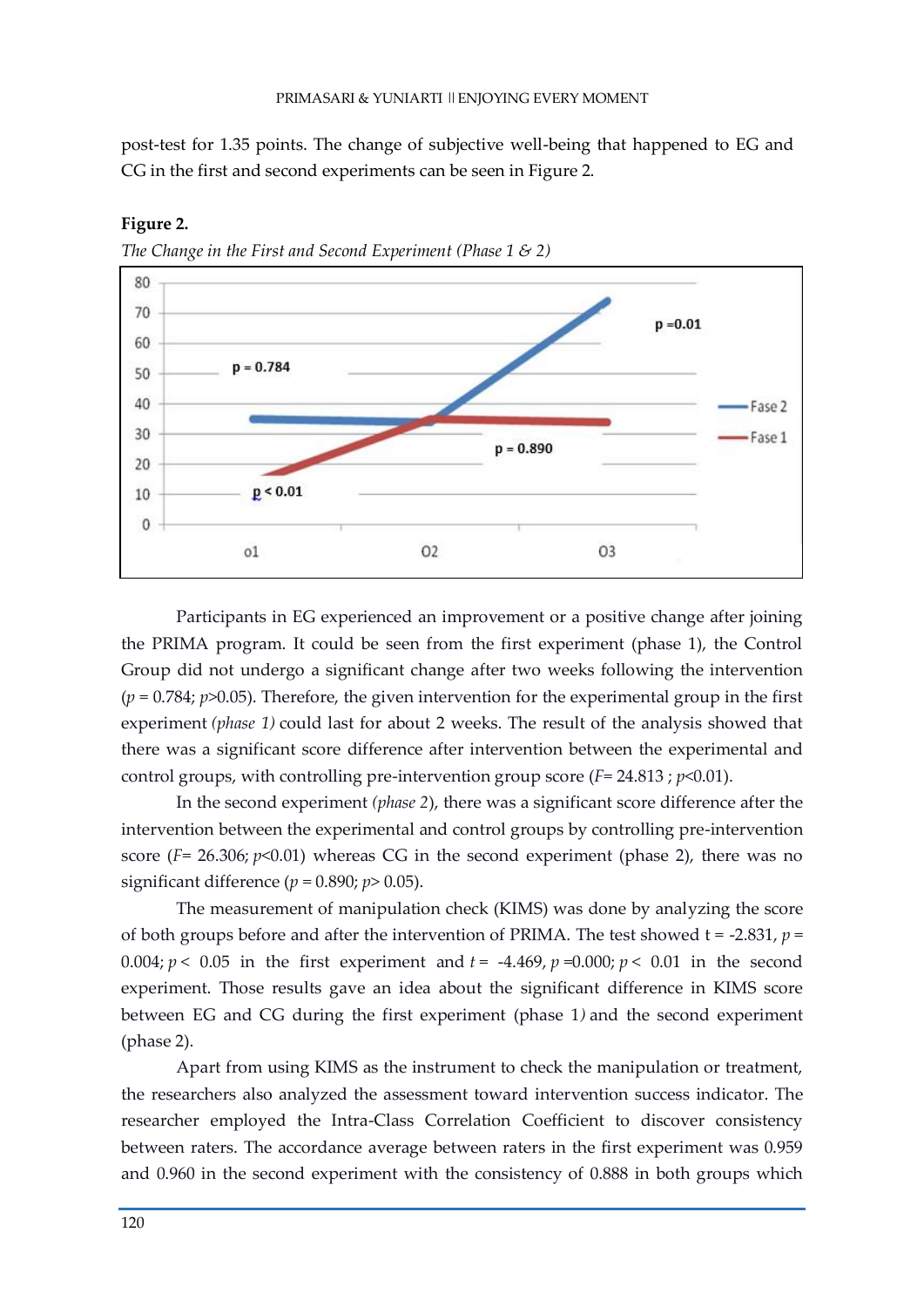post-test for 1.35 points. The change of subjective well-being that happened to EG and CG in the first and second experiments can be seen in Figure 2.

**Figure 2.**

*The Change in the First and Second Experiment (Phase 1 & 2)*

Participants in EG experienced an improvement or a positive change after joining the PRIMA program. It could be seen from the first experiment (phase 1), the Control Group did not undergo a significant change after two weeks following the intervention ($p$ = 0.784; $p$>0.05). Therefore, the given intervention for the experimental group in the first experiment *(phase 1)* could last for about 2 weeks. The result of the analysis showed that there was a significant score difference after intervention between the experimental and control groups, with controlling pre-intervention group score ($F$= 24.813 ; $p$<0.01).

In the second experiment *(phase 2*), there was a significant score difference after the intervention between the experimental and control groups by controlling pre-intervention score ($F$= 26.306; $p$<0.01) whereas CG in the second experiment (phase 2), there was no significant difference ($p$ = 0.890; $p$> 0.05).

The measurement of manipulation check (KIMS) was done by analyzing the score of both groups before and after the intervention of PRIMA. The test showed t = -2.831, $p$ = 0.004; $p$ < 0.05 in the first experiment and $t$ = -4.469, $p$ =0.000; $p$ < 0.01 in the second experiment. Those results gave an idea about the significant difference in KIMS score between EG and CG during the first experiment (phase 1*)* and the second experiment (phase 2).

Apart from using KIMS as the instrument to check the manipulation or treatment, the researchers also analyzed the assessment toward intervention success indicator. The researcher employed the Intra-Class Correlation Coefficient to discover consistency between raters. The accordance average between raters in the first experiment was 0.959 and 0.960 in the second experiment with the consistency of 0.888 in both groups which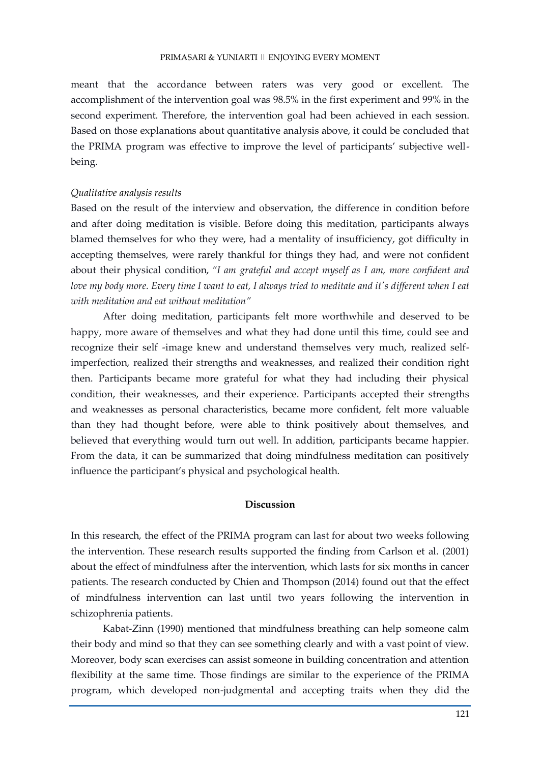meant that the accordance between raters was very good or excellent. The accomplishment of the intervention goal was 98.5% in the first experiment and 99% in the second experiment. Therefore, the intervention goal had been achieved in each session. Based on those explanations about quantitative analysis above, it could be concluded that the PRIMA program was effective to improve the level of participants' subjective well-being.

*Qualitative analysis results*

Based on the result of the interview and observation, the difference in condition before and after doing meditation is visible. Before doing this meditation, participants always blamed themselves for who they were, had a mentality of insufficiency, got difficulty in accepting themselves, were rarely thankful for things they had, and were not confident about their physical condition, *"I am grateful and accept myself as I am, more confident and love my body more. Every time I want to eat, I always tried to meditate and it's different when I eat with meditation and eat without meditation"*

After doing meditation, participants felt more worthwhile and deserved to be happy, more aware of themselves and what they had done until this time, could see and recognize their self -image knew and understand themselves very much, realized self-imperfection, realized their strengths and weaknesses, and realized their condition right then. Participants became more grateful for what they had including their physical condition, their weaknesses, and their experience. Participants accepted their strengths and weaknesses as personal characteristics, became more confident, felt more valuable than they had thought before, were able to think positively about themselves, and believed that everything would turn out well. In addition, participants became happier. From the data, it can be summarized that doing mindfulness meditation can positively influence the participant's physical and psychological health.

## Discussion

In this research, the effect of the PRIMA program can last for about two weeks following the intervention. These research results supported the finding from Carlson et al. (2001) about the effect of mindfulness after the intervention, which lasts for six months in cancer patients. The research conducted by Chien and Thompson (2014) found out that the effect of mindfulness intervention can last until two years following the intervention in schizophrenia patients.

Kabat-Zinn (1990) mentioned that mindfulness breathing can help someone calm their body and mind so that they can see something clearly and with a vast point of view. Moreover, body scan exercises can assist someone in building concentration and attention flexibility at the same time. Those findings are similar to the experience of the PRIMA program, which developed non-judgmental and accepting traits when they did the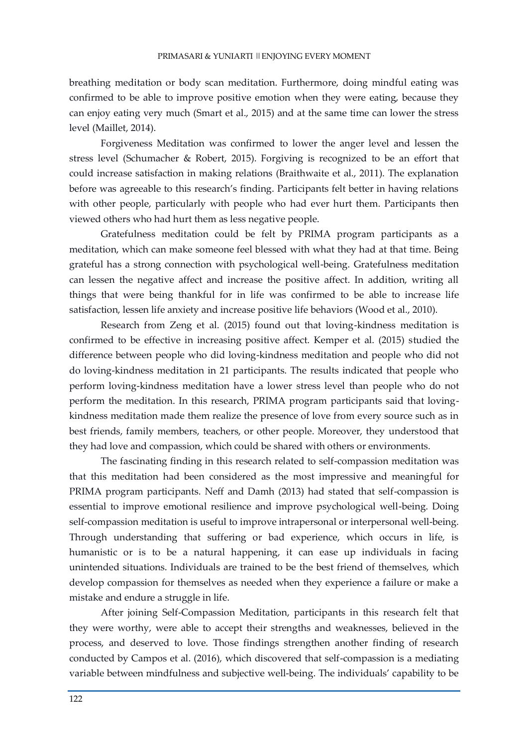breathing meditation or body scan meditation. Furthermore, doing mindful eating was confirmed to be able to improve positive emotion when they were eating, because they can enjoy eating very much (Smart et al., 2015) and at the same time can lower the stress level (Maillet, 2014).

Forgiveness Meditation was confirmed to lower the anger level and lessen the stress level (Schumacher & Robert, 2015). Forgiving is recognized to be an effort that could increase satisfaction in making relations (Braithwaite et al., 2011). The explanation before was agreeable to this research's finding. Participants felt better in having relations with other people, particularly with people who had ever hurt them. Participants then viewed others who had hurt them as less negative people.

Gratefulness meditation could be felt by PRIMA program participants as a meditation, which can make someone feel blessed with what they had at that time. Being grateful has a strong connection with psychological well-being. Gratefulness meditation can lessen the negative affect and increase the positive affect. In addition, writing all things that were being thankful for in life was confirmed to be able to increase life satisfaction, lessen life anxiety and increase positive life behaviors (Wood et al., 2010).

Research from Zeng et al. (2015) found out that loving-kindness meditation is confirmed to be effective in increasing positive affect. Kemper et al. (2015) studied the difference between people who did loving-kindness meditation and people who did not do loving-kindness meditation in 21 participants. The results indicated that people who perform loving-kindness meditation have a lower stress level than people who do not perform the meditation. In this research, PRIMA program participants said that loving-kindness meditation made them realize the presence of love from every source such as in best friends, family members, teachers, or other people. Moreover, they understood that they had love and compassion, which could be shared with others or environments.

The fascinating finding in this research related to self-compassion meditation was that this meditation had been considered as the most impressive and meaningful for PRIMA program participants. Neff and Damh (2013) had stated that self-compassion is essential to improve emotional resilience and improve psychological well-being. Doing self-compassion meditation is useful to improve intrapersonal or interpersonal well-being. Through understanding that suffering or bad experience, which occurs in life, is humanistic or is to be a natural happening, it can ease up individuals in facing unintended situations. Individuals are trained to be the best friend of themselves, which develop compassion for themselves as needed when they experience a failure or make a mistake and endure a struggle in life.

After joining Self-Compassion Meditation, participants in this research felt that they were worthy, were able to accept their strengths and weaknesses, believed in the process, and deserved to love. Those findings strengthen another finding of research conducted by Campos et al. (2016), which discovered that self-compassion is a mediating variable between mindfulness and subjective well-being. The individuals' capability to be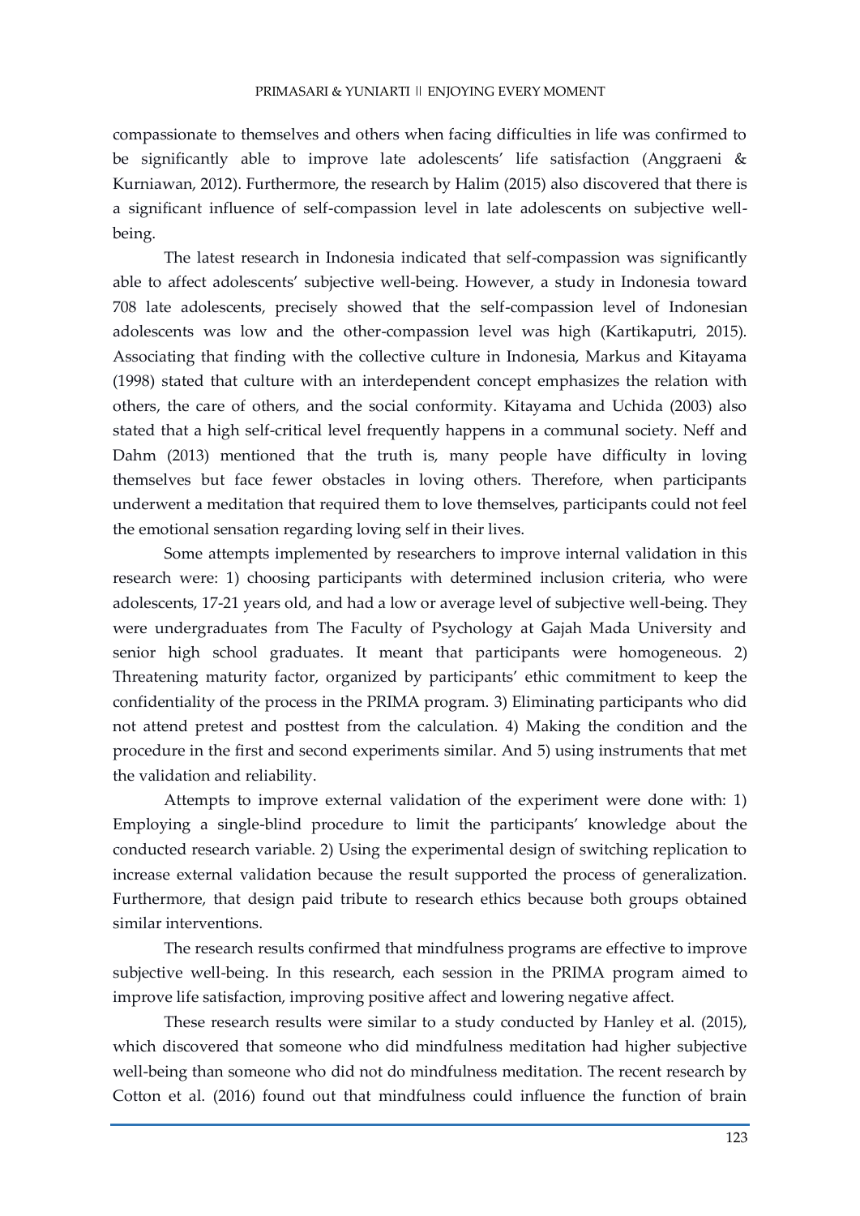compassionate to themselves and others when facing difficulties in life was confirmed to be significantly able to improve late adolescents' life satisfaction (Anggraeni & Kurniawan, 2012). Furthermore, the research by Halim (2015) also discovered that there is a significant influence of self-compassion level in late adolescents on subjective well-being.

The latest research in Indonesia indicated that self-compassion was significantly able to affect adolescents' subjective well-being. However, a study in Indonesia toward 708 late adolescents, precisely showed that the self-compassion level of Indonesian adolescents was low and the other-compassion level was high (Kartikaputri, 2015). Associating that finding with the collective culture in Indonesia, Markus and Kitayama (1998) stated that culture with an interdependent concept emphasizes the relation with others, the care of others, and the social conformity. Kitayama and Uchida (2003) also stated that a high self-critical level frequently happens in a communal society. Neff and Dahm (2013) mentioned that the truth is, many people have difficulty in loving themselves but face fewer obstacles in loving others. Therefore, when participants underwent a meditation that required them to love themselves, participants could not feel the emotional sensation regarding loving self in their lives.

Some attempts implemented by researchers to improve internal validation in this research were: 1) choosing participants with determined inclusion criteria, who were adolescents, 17-21 years old, and had a low or average level of subjective well-being. They were undergraduates from The Faculty of Psychology at Gajah Mada University and senior high school graduates. It meant that participants were homogeneous. 2) Threatening maturity factor, organized by participants' ethic commitment to keep the confidentiality of the process in the PRIMA program. 3) Eliminating participants who did not attend pretest and posttest from the calculation. 4) Making the condition and the procedure in the first and second experiments similar. And 5) using instruments that met the validation and reliability.

Attempts to improve external validation of the experiment were done with: 1) Employing a single-blind procedure to limit the participants' knowledge about the conducted research variable. 2) Using the experimental design of switching replication to increase external validation because the result supported the process of generalization. Furthermore, that design paid tribute to research ethics because both groups obtained similar interventions.

The research results confirmed that mindfulness programs are effective to improve subjective well-being. In this research, each session in the PRIMA program aimed to improve life satisfaction, improving positive affect and lowering negative affect.

These research results were similar to a study conducted by Hanley et al. (2015), which discovered that someone who did mindfulness meditation had higher subjective well-being than someone who did not do mindfulness meditation. The recent research by Cotton et al. (2016) found out that mindfulness could influence the function of brain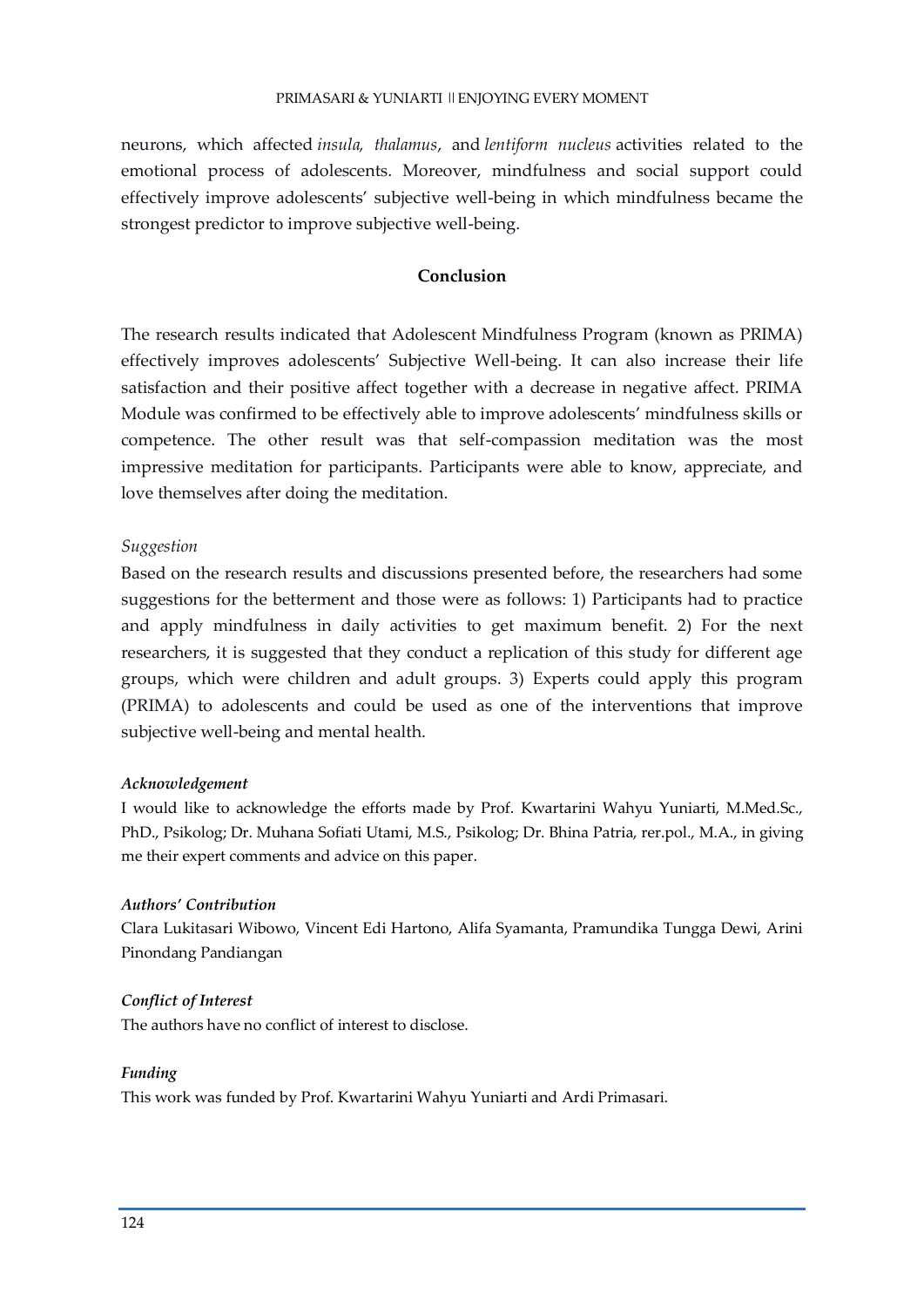neurons, which affected *insula, thalamus*, and *lentiform nucleus* activities related to the emotional process of adolescents. Moreover, mindfulness and social support could effectively improve adolescents' subjective well-being in which mindfulness became the strongest predictor to improve subjective well-being.

## Conclusion

The research results indicated that Adolescent Mindfulness Program (known as PRIMA) effectively improves adolescents' Subjective Well-being. It can also increase their life satisfaction and their positive affect together with a decrease in negative affect. PRIMA Module was confirmed to be effectively able to improve adolescents' mindfulness skills or competence. The other result was that self-compassion meditation was the most impressive meditation for participants. Participants were able to know, appreciate, and love themselves after doing the meditation.

### *Suggestion*

Based on the research results and discussions presented before, the researchers had some suggestions for the betterment and those were as follows: 1) Participants had to practice and apply mindfulness in daily activities to get maximum benefit. 2) For the next researchers, it is suggested that they conduct a replication of this study for different age groups, which were children and adult groups. 3) Experts could apply this program (PRIMA) to adolescents and could be used as one of the interventions that improve subjective well-being and mental health.

### ***Acknowledgement***

I would like to acknowledge the efforts made by Prof. Kwartarini Wahyu Yuniarti, M.Med.Sc., PhD., Psikolog; Dr. Muhana Sofiati Utami, M.S., Psikolog; Dr. Bhina Patria, rer.pol., M.A., in giving me their expert comments and advice on this paper.

### ***Authors' Contribution***

Clara Lukitasari Wibowo, Vincent Edi Hartono, Alifa Syamanta, Pramundika Tungga Dewi, Arini Pinondang Pandiangan

### ***Conflict of Interest***

The authors have no conflict of interest to disclose.

### ***Funding***

This work was funded by Prof. Kwartarini Wahyu Yuniarti and Ardi Primasari.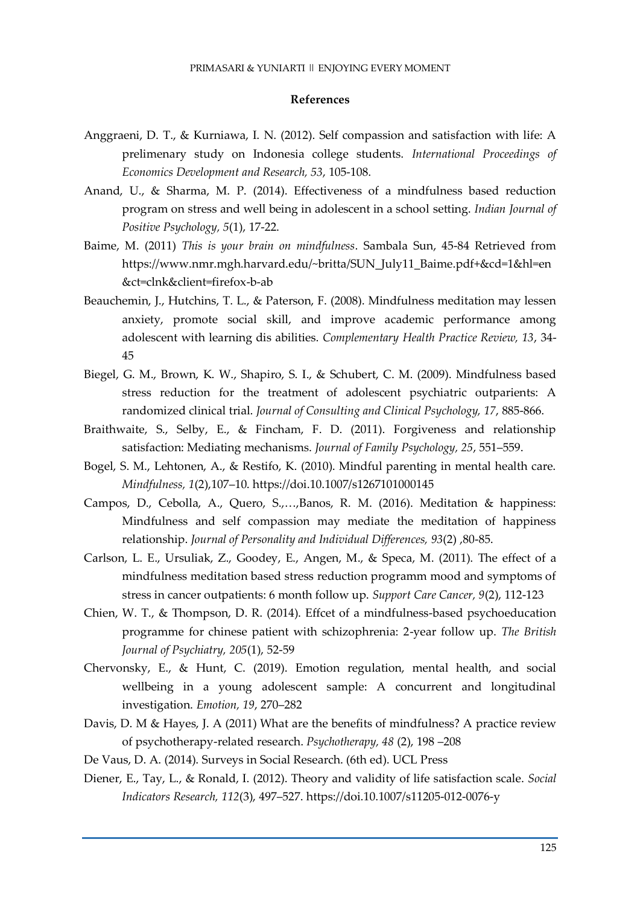## References

Anggraeni, D. T., & Kurniawa, I. N. (2012). Self compassion and satisfaction with life: A prelimenary study on Indonesia college students. *International Proceedings of Economics Development and Research, 53*, 105-108.

Anand, U., & Sharma, M. P. (2014). Effectiveness of a mindfulness based reduction program on stress and well being in adolescent in a school setting. *Indian Journal of Positive Psychology, 5*(1), 17-22.

Baime, M. (2011) *This is your brain on mindfulness*. Sambala Sun, 45-84 Retrieved from https://www.nmr.mgh.harvard.edu/~britta/SUN_July11_Baime.pdf+&cd=1&hl=en&ct=clnk&client=firefox-b-ab

Beauchemin, J., Hutchins, T. L., & Paterson, F. (2008). Mindfulness meditation may lessen anxiety, promote social skill, and improve academic performance among adolescent with learning dis abilities. *Complementary Health Practice Review, 13*, 34-45

Biegel, G. M., Brown, K. W., Shapiro, S. I., & Schubert, C. M. (2009). Mindfulness based stress reduction for the treatment of adolescent psychiatric outparients: A randomized clinical trial. *Journal of Consulting and Clinical Psychology, 17*, 885-866.

Braithwaite, S., Selby, E., & Fincham, F. D. (2011). Forgiveness and relationship satisfaction: Mediating mechanisms. *Journal of Family Psychology, 25*, 551–559.

Bogel, S. M., Lehtonen, A., & Restifo, K. (2010). Mindful parenting in mental health care. *Mindfulness, 1*(2),107–10. https://doi.10.1007/s1267101000145

Campos, D., Cebolla, A., Quero, S.,…,Banos, R. M. (2016). Meditation & happiness: Mindfulness and self compassion may mediate the meditation of happiness relationship. *Journal of Personality and Individual Differences, 93*(2) ,80-85.

Carlson, L. E., Ursuliak, Z., Goodey, E., Angen, M., & Speca, M. (2011). The effect of a mindfulness meditation based stress reduction programm mood and symptoms of stress in cancer outpatients: 6 month follow up. *Support Care Cancer, 9*(2), 112-123

Chien, W. T., & Thompson, D. R. (2014). Effcet of a mindfulness-based psychoeducation programme for chinese patient with schizophrenia: 2-year follow up. *The British Journal of Psychiatry, 205*(1), 52-59

Chervonsky, E., & Hunt, C. (2019). Emotion regulation, mental health, and social wellbeing in a young adolescent sample: A concurrent and longitudinal investigation. *Emotion, 19*, 270–282

Davis, D. M & Hayes, J. A (2011) What are the benefits of mindfulness? A practice review of psychotherapy-related research. *Psychotherapy, 48* (2), 198 –208

De Vaus, D. A. (2014). Surveys in Social Research. (6th ed). UCL Press

Diener, E., Tay, L., & Ronald, I. (2012). Theory and validity of life satisfaction scale. *Social Indicators Research, 112*(3), 497–527. https://doi.10.1007/s11205-012-0076-y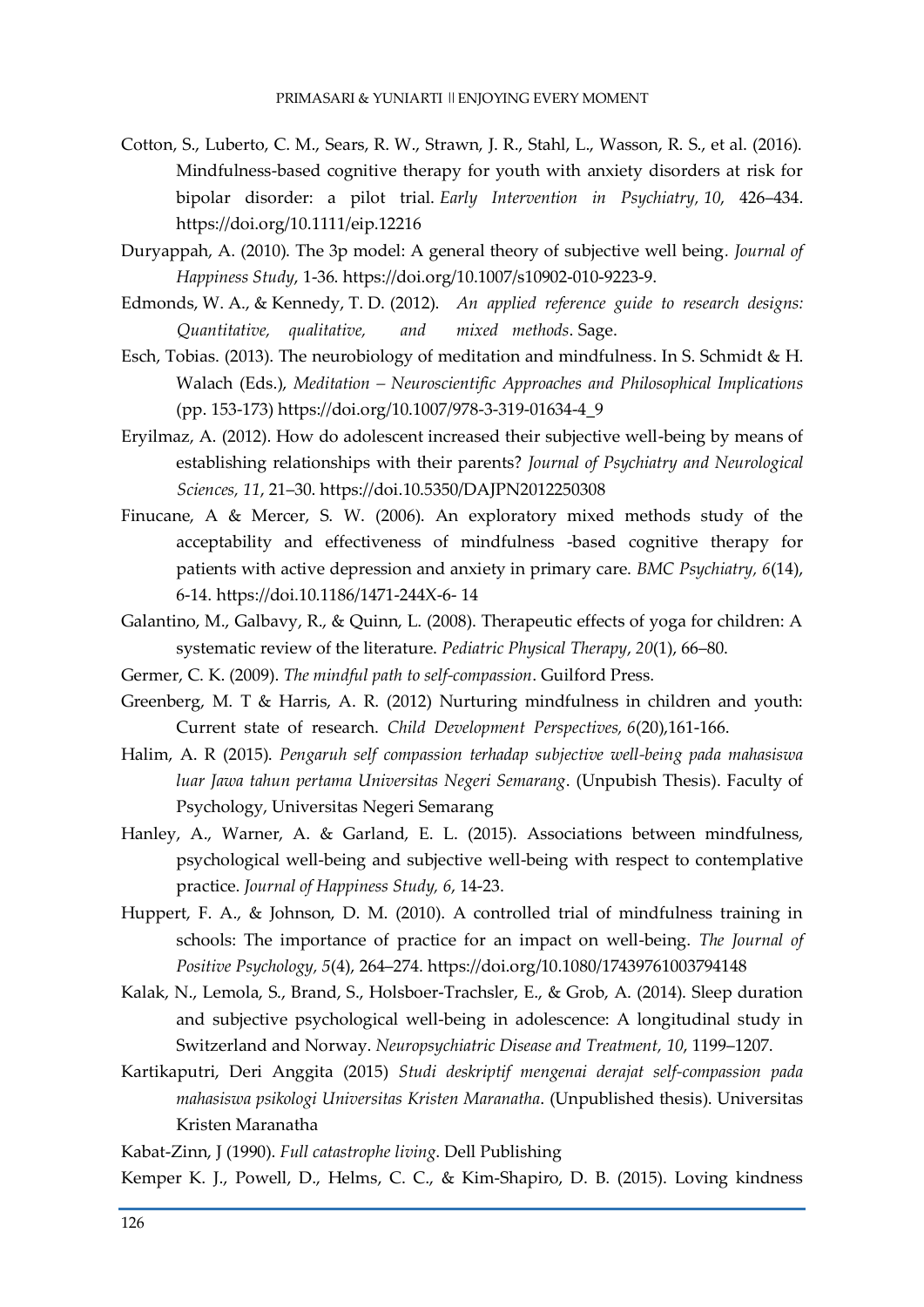Cotton, S., Luberto, C. M., Sears, R. W., Strawn, J. R., Stahl, L., Wasson, R. S., et al. (2016). Mindfulness-based cognitive therapy for youth with anxiety disorders at risk for bipolar disorder: a pilot trial. *Early Intervention in Psychiatry, 10*, 426–434. https://doi.org/10.1111/eip.12216

Duryappah, A. (2010). The 3p model: A general theory of subjective well being. *Journal of Happiness Study*, 1-36. https://doi.org/10.1007/s10902-010-9223-9.

Edmonds, W. A., & Kennedy, T. D. (2012). *An applied reference guide to research designs: Quantitative, qualitative, and mixed methods*. Sage.

Esch, Tobias. (2013). The neurobiology of meditation and mindfulness. In S. Schmidt & H. Walach (Eds.), *Meditation – Neuroscientific Approaches and Philosophical Implications* (pp. 153-173) https://doi.org/10.1007/978-3-319-01634-4_9

Eryilmaz, A. (2012). How do adolescent increased their subjective well-being by means of establishing relationships with their parents? *Journal of Psychiatry and Neurological Sciences, 11*, 21–30. https://doi.10.5350/DAJPN2012250308

Finucane, A & Mercer, S. W. (2006). An exploratory mixed methods study of the acceptability and effectiveness of mindfulness -based cognitive therapy for patients with active depression and anxiety in primary care. *BMC Psychiatry, 6*(14), 6-14. https://doi.10.1186/1471-244X-6- 14

Galantino, M., Galbavy, R., & Quinn, L. (2008). Therapeutic effects of yoga for children: A systematic review of the literature. *Pediatric Physical Therapy*, *20*(1), 66–80.

Germer, C. K. (2009). *The mindful path to self-compassion*. Guilford Press.

Greenberg, M. T & Harris, A. R. (2012) Nurturing mindfulness in children and youth: Current state of research. *Child Development Perspectives, 6*(20),161-166.

Halim, A. R (2015). *Pengaruh self compassion terhadap subjective well-being pada mahasiswa luar Jawa tahun pertama Universitas Negeri Semarang*. (Unpubish Thesis). Faculty of Psychology, Universitas Negeri Semarang

Hanley, A., Warner, A. & Garland, E. L. (2015). Associations between mindfulness, psychological well-being and subjective well-being with respect to contemplative practice. *Journal of Happiness Study, 6*, 14-23.

Huppert, F. A., & Johnson, D. M. (2010). A controlled trial of mindfulness training in schools: The importance of practice for an impact on well-being. *The Journal of Positive Psychology, 5*(4), 264–274. https://doi.org/10.1080/17439761003794148

Kalak, N., Lemola, S., Brand, S., Holsboer-Trachsler, E., & Grob, A. (2014). Sleep duration and subjective psychological well-being in adolescence: A longitudinal study in Switzerland and Norway. *Neuropsychiatric Disease and Treatment, 10*, 1199–1207.

Kartikaputri, Deri Anggita (2015) *Studi deskriptif mengenai derajat self-compassion pada mahasiswa psikologi Universitas Kristen Maranatha*. (Unpublished thesis). Universitas Kristen Maranatha

Kabat-Zinn, J (1990). *Full catastrophe living*. Dell Publishing

Kemper K. J., Powell, D., Helms, C. C., & Kim-Shapiro, D. B. (2015). Loving kindness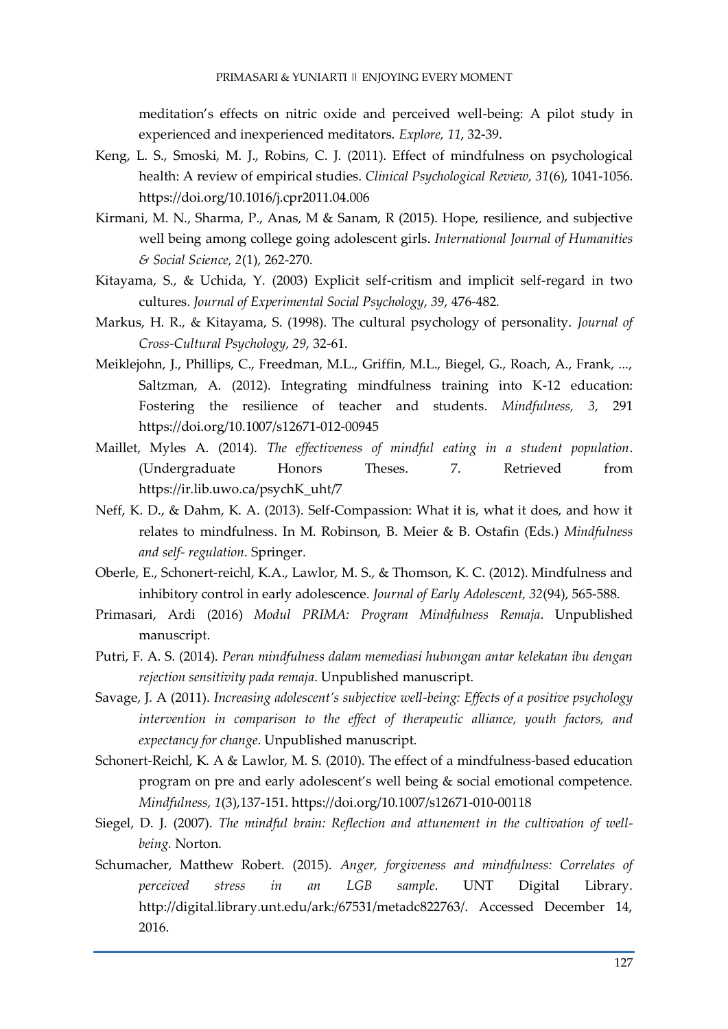meditation's effects on nitric oxide and perceived well-being: A pilot study in experienced and inexperienced meditators. *Explore, 11*, 32-39.

Keng, L. S., Smoski, M. J., Robins, C. J. (2011). Effect of mindfulness on psychological health: A review of empirical studies. *Clinical Psychological Review, 31*(6), 1041-1056. https://doi.org/10.1016/j.cpr2011.04.006

Kirmani, M. N., Sharma, P., Anas, M & Sanam, R (2015). Hope, resilience, and subjective well being among college going adolescent girls. *International Journal of Humanities & Social Science, 2*(1), 262-270.

Kitayama, S., & Uchida, Y. (2003) Explicit self-critism and implicit self-regard in two cultures. *Journal of Experimental Social Psychology, 39*, 476-482.

Markus, H. R., & Kitayama, S. (1998). The cultural psychology of personality. *Journal of Cross-Cultural Psychology, 29*, 32-61.

Meiklejohn, J., Phillips, C., Freedman, M.L., Griffin, M.L., Biegel, G., Roach, A., Frank, ..., Saltzman, A. (2012). Integrating mindfulness training into K-12 education: Fostering the resilience of teacher and students. *Mindfulness, 3*, 291 https://doi.org/10.1007/s12671-012-00945

Maillet, Myles A. (2014). *The effectiveness of mindful eating in a student population*. (Undergraduate Honors Theses. 7. Retrieved from https://ir.lib.uwo.ca/psychK_uht/7

Neff, K. D., & Dahm, K. A. (2013). Self-Compassion: What it is, what it does, and how it relates to mindfulness. In M. Robinson, B. Meier & B. Ostafin (Eds.) *Mindfulness and self- regulation*. Springer.

Oberle, E., Schonert-reichl, K.A., Lawlor, M. S., & Thomson, K. C. (2012). Mindfulness and inhibitory control in early adolescence. *Journal of Early Adolescent, 32*(94), 565-588.

Primasari, Ardi (2016) *Modul PRIMA: Program Mindfulness Remaja*. Unpublished manuscript.

Putri, F. A. S. (2014). *Peran mindfulness dalam memediasi hubungan antar kelekatan ibu dengan rejection sensitivity pada remaja*. Unpublished manuscript.

Savage, J. A (2011). *Increasing adolescent's subjective well-being: Effects of a positive psychology intervention in comparison to the effect of therapeutic alliance, youth factors, and expectancy for change*. Unpublished manuscript.

Schonert-Reichl, K. A & Lawlor, M. S. (2010). The effect of a mindfulness-based education program on pre and early adolescent's well being & social emotional competence. *Mindfulness, 1*(3),137-151. https://doi.org/10.1007/s12671-010-00118

Siegel, D. J. (2007). *The mindful brain: Reflection and attunement in the cultivation of well-being.* Norton.

Schumacher, Matthew Robert. (2015). *Anger, forgiveness and mindfulness: Correlates of perceived stress in an LGB sample*. UNT Digital Library. http://digital.library.unt.edu/ark:/67531/metadc822763/. Accessed December 14, 2016.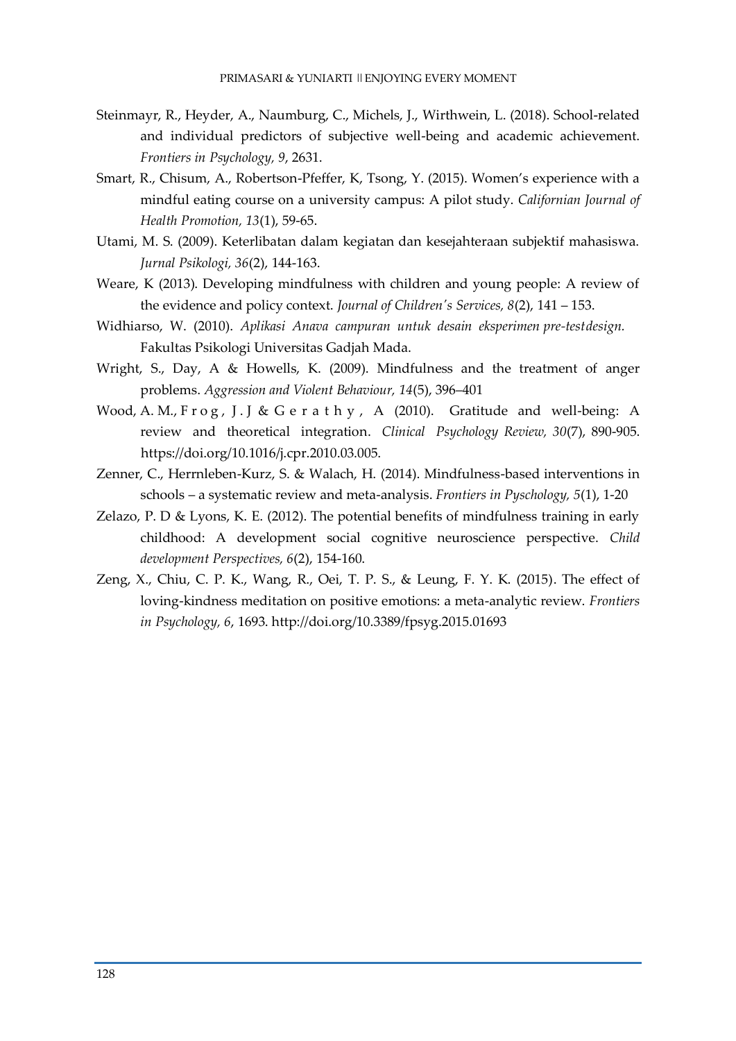Steinmayr, R., Heyder, A., Naumburg, C., Michels, J., Wirthwein, L. (2018). School-related and individual predictors of subjective well-being and academic achievement. *Frontiers in Psychology, 9*, 2631.

Smart, R., Chisum, A., Robertson-Pfeffer, K, Tsong, Y. (2015). Women's experience with a mindful eating course on a university campus: A pilot study. *Californian Journal of Health Promotion, 13*(1), 59-65.

Utami, M. S. (2009). Keterlibatan dalam kegiatan dan kesejahteraan subjektif mahasiswa. *Jurnal Psikologi, 36*(2), 144-163.

Weare, K (2013). Developing mindfulness with children and young people: A review of the evidence and policy context. *Journal of Children's Services, 8*(2), 141 – 153.

Widhiarso, W. (2010). *Aplikasi Anava campuran untuk desain eksperimen pre-testdesign.* Fakultas Psikologi Universitas Gadjah Mada.

Wright, S., Day, A & Howells, K. (2009). Mindfulness and the treatment of anger problems. *Aggression and Violent Behaviour, 14*(5), 396–401

Wood, A. M., F r o g , J . J & G e r a t h y , A (2010). Gratitude and well-being: A review and theoretical integration. *Clinical Psychology Review, 30*(7), 890-905. https://doi.org/10.1016/j.cpr.2010.03.005.

Zenner, C., Herrnleben-Kurz, S. & Walach, H. (2014). Mindfulness-based interventions in schools – a systematic review and meta-analysis. *Frontiers in Pyschology, 5*(1), 1-20

Zelazo, P. D & Lyons, K. E. (2012). The potential benefits of mindfulness training in early childhood: A development social cognitive neuroscience perspective. *Child development Perspectives, 6*(2), 154-160.

Zeng, X., Chiu, C. P. K., Wang, R., Oei, T. P. S., & Leung, F. Y. K. (2015). The effect of loving-kindness meditation on positive emotions: a meta-analytic review. *Frontiers in Psychology, 6*, 1693. http://doi.org/10.3389/fpsyg.2015.01693